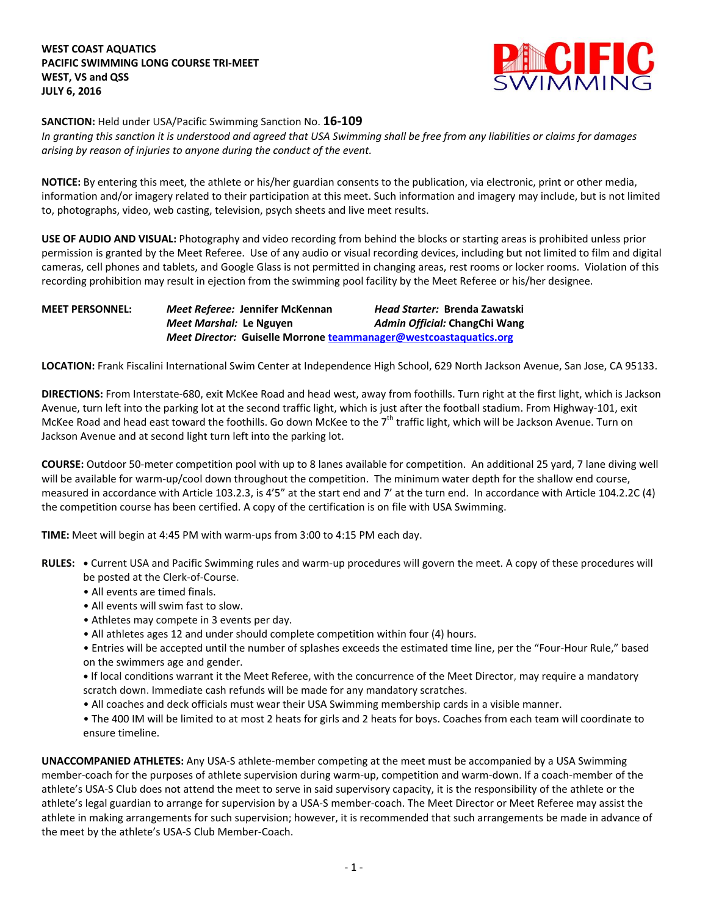**WEST COAST AQUATICS**
**PACIFIC SWIMMING LONG COURSE TRI-MEET**
**WEST, VS and QSS**
**JULY 6, 2016**

**SANCTION:** Held under USA/Pacific Swimming Sanction No. **16-109**
*In granting this sanction it is understood and agreed that USA Swimming shall be free from any liabilities or claims for damages arising by reason of injuries to anyone during the conduct of the event.*

**NOTICE:** By entering this meet, the athlete or his/her guardian consents to the publication, via electronic, print or other media, information and/or imagery related to their participation at this meet. Such information and imagery may include, but is not limited to, photographs, video, web casting, television, psych sheets and live meet results.

**USE OF AUDIO AND VISUAL:** Photography and video recording from behind the blocks or starting areas is prohibited unless prior permission is granted by the Meet Referee. Use of any audio or visual recording devices, including but not limited to film and digital cameras, cell phones and tablets, and Google Glass is not permitted in changing areas, rest rooms or locker rooms. Violation of this recording prohibition may result in ejection from the swimming pool facility by the Meet Referee or his/her designee.

**MEET PERSONNEL:**
***Meet Referee:*** **Jennifer McKennan** ***Head Starter:*** **Brenda Zawatski**
***Meet Marshal:*** **Le Nguyen** ***Admin Official:*** **ChangChi Wang**
***Meet Director:*** **Guiselle Morrone** teammanager@westcoastaquatics.org

**LOCATION:** Frank Fiscalini International Swim Center at Independence High School, 629 North Jackson Avenue, San Jose, CA 95133.

**DIRECTIONS:** From Interstate-680, exit McKee Road and head west, away from foothills. Turn right at the first light, which is Jackson Avenue, turn left into the parking lot at the second traffic light, which is just after the football stadium. From Highway-101, exit McKee Road and head east toward the foothills. Go down McKee to the 7th traffic light, which will be Jackson Avenue. Turn on Jackson Avenue and at second light turn left into the parking lot.

**COURSE:** Outdoor 50-meter competition pool with up to 8 lanes available for competition. An additional 25 yard, 7 lane diving well will be available for warm-up/cool down throughout the competition. The minimum water depth for the shallow end course, measured in accordance with Article 103.2.3, is 4'5" at the start end and 7' at the turn end. In accordance with Article 104.2.2C (4) the competition course has been certified. A copy of the certification is on file with USA Swimming.

**TIME:** Meet will begin at 4:45 PM with warm-ups from 3:00 to 4:15 PM each day.

**RULES:**
- Current USA and Pacific Swimming rules and warm-up procedures will govern the meet. A copy of these procedures will be posted at the Clerk-of-Course.
- All events are timed finals.
- All events will swim fast to slow.
- Athletes may compete in 3 events per day.
- All athletes ages 12 and under should complete competition within four (4) hours.
- Entries will be accepted until the number of splashes exceeds the estimated time line, per the "Four-Hour Rule," based on the swimmers age and gender.
- If local conditions warrant it the Meet Referee, with the concurrence of the Meet Director, may require a mandatory scratch down. Immediate cash refunds will be made for any mandatory scratches.
- All coaches and deck officials must wear their USA Swimming membership cards in a visible manner.
- The 400 IM will be limited to at most 2 heats for girls and 2 heats for boys. Coaches from each team will coordinate to ensure timeline.

**UNACCOMPANIED ATHLETES:** Any USA-S athlete-member competing at the meet must be accompanied by a USA Swimming member-coach for the purposes of athlete supervision during warm-up, competition and warm-down. If a coach-member of the athlete's USA-S Club does not attend the meet to serve in said supervisory capacity, it is the responsibility of the athlete or the athlete's legal guardian to arrange for supervision by a USA-S member-coach. The Meet Director or Meet Referee may assist the athlete in making arrangements for such supervision; however, it is recommended that such arrangements be made in advance of the meet by the athlete's USA-S Club Member-Coach.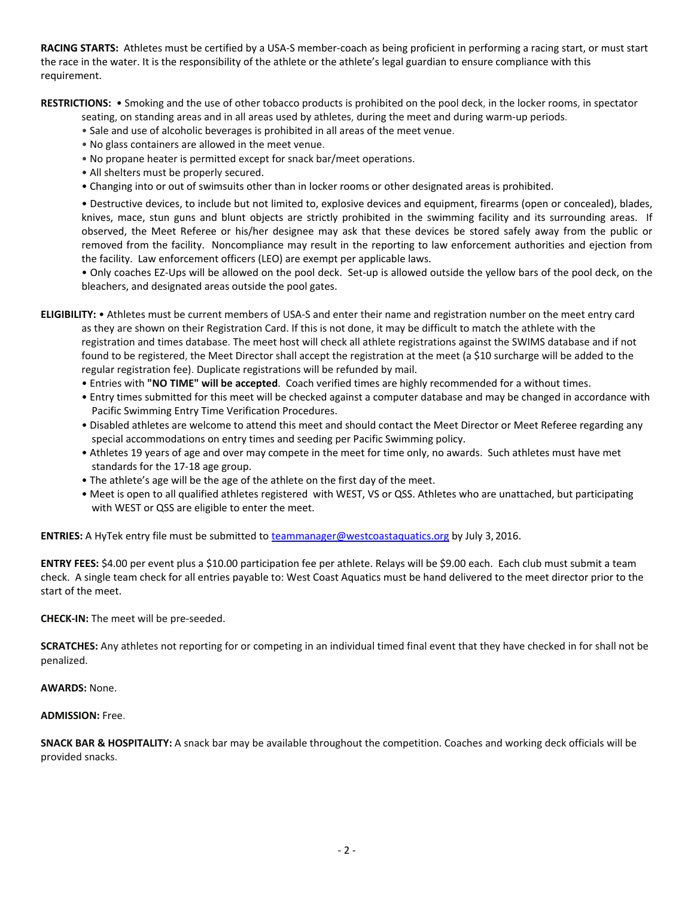**RACING STARTS:** Athletes must be certified by a USA-S member-coach as being proficient in performing a racing start, or must start the race in the water. It is the responsibility of the athlete or the athlete's legal guardian to ensure compliance with this requirement.

**RESTRICTIONS:** • Smoking and the use of other tobacco products is prohibited on the pool deck, in the locker rooms, in spectator seating, on standing areas and in all areas used by athletes, during the meet and during warm-up periods.

- Sale and use of alcoholic beverages is prohibited in all areas of the meet venue.
- No glass containers are allowed in the meet venue.
- No propane heater is permitted except for snack bar/meet operations.
- All shelters must be properly secured.
- Changing into or out of swimsuits other than in locker rooms or other designated areas is prohibited.
- Destructive devices, to include but not limited to, explosive devices and equipment, firearms (open or concealed), blades, knives, mace, stun guns and blunt objects are strictly prohibited in the swimming facility and its surrounding areas. If observed, the Meet Referee or his/her designee may ask that these devices be stored safely away from the public or removed from the facility. Noncompliance may result in the reporting to law enforcement authorities and ejection from the facility. Law enforcement officers (LEO) are exempt per applicable laws.
- Only coaches EZ-Ups will be allowed on the pool deck. Set-up is allowed outside the yellow bars of the pool deck, on the bleachers, and designated areas outside the pool gates.

**ELIGIBILITY:** • Athletes must be current members of USA-S and enter their name and registration number on the meet entry card as they are shown on their Registration Card. If this is not done, it may be difficult to match the athlete with the registration and times database. The meet host will check all athlete registrations against the SWIMS database and if not found to be registered, the Meet Director shall accept the registration at the meet (a $10 surcharge will be added to the regular registration fee). Duplicate registrations will be refunded by mail.

- Entries with **"NO TIME" will be accepted**. Coach verified times are highly recommended for a without times.
- Entry times submitted for this meet will be checked against a computer database and may be changed in accordance with Pacific Swimming Entry Time Verification Procedures.
- Disabled athletes are welcome to attend this meet and should contact the Meet Director or Meet Referee regarding any special accommodations on entry times and seeding per Pacific Swimming policy.
- Athletes 19 years of age and over may compete in the meet for time only, no awards. Such athletes must have met standards for the 17-18 age group.
- The athlete's age will be the age of the athlete on the first day of the meet.
- Meet is open to all qualified athletes registered with WEST, VS or QSS. Athletes who are unattached, but participating with WEST or QSS are eligible to enter the meet.

**ENTRIES:** A HyTek entry file must be submitted to teammanager@westcoastaquatics.org by July 3, 2016.

**ENTRY FEES:** $4.00 per event plus a $10.00 participation fee per athlete. Relays will be $9.00 each. Each club must submit a team check. A single team check for all entries payable to: West Coast Aquatics must be hand delivered to the meet director prior to the start of the meet.

**CHECK-IN:** The meet will be pre-seeded.

**SCRATCHES:** Any athletes not reporting for or competing in an individual timed final event that they have checked in for shall not be penalized.

**AWARDS:** None.

**ADMISSION:** Free.

**SNACK BAR & HOSPITALITY:** A snack bar may be available throughout the competition. Coaches and working deck officials will be provided snacks.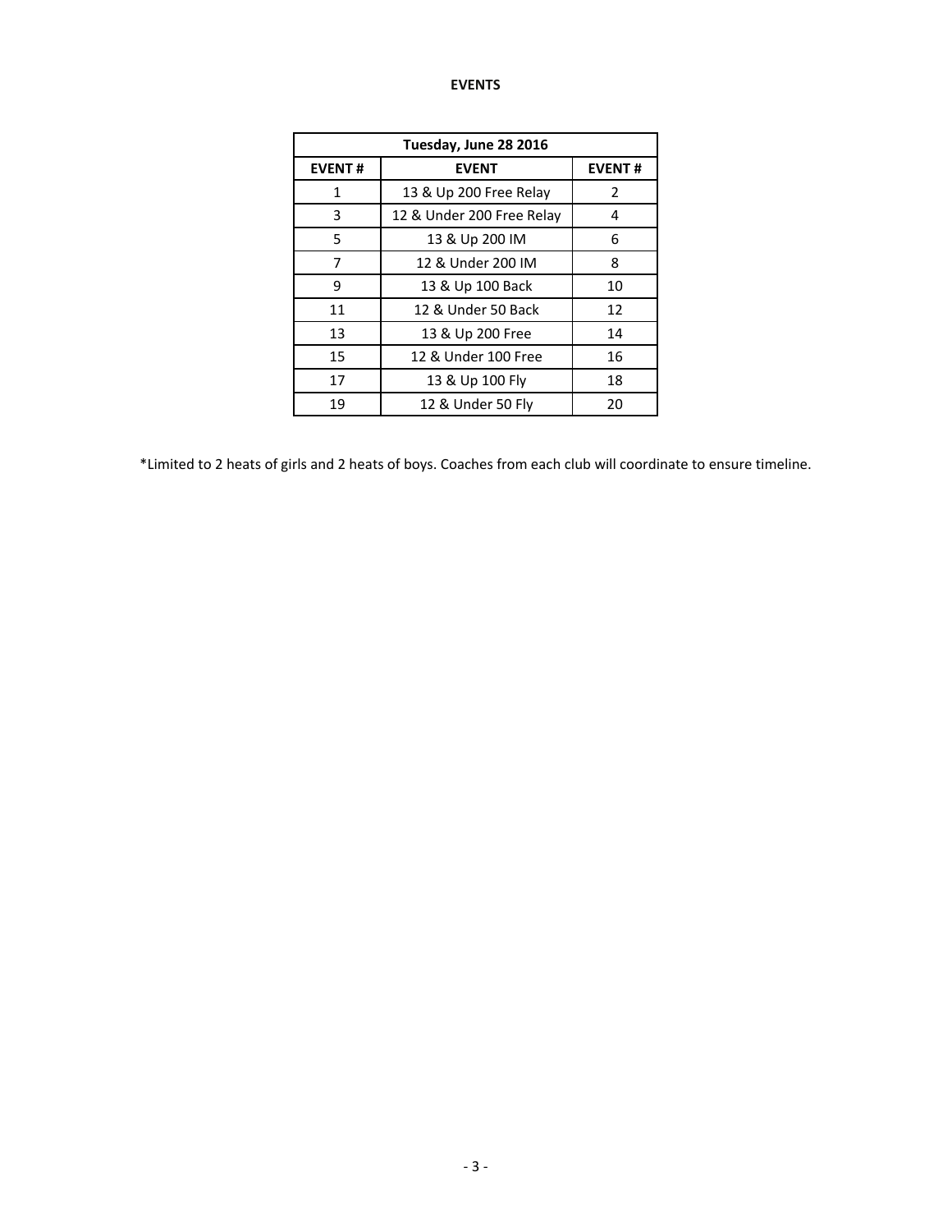**EVENTS**

| Tuesday, June 28 2016 | | |
|---|---|---|
| **EVENT #** | **EVENT** | **EVENT #** |
| 1 | 13 & Up 200 Free Relay | 2 |
| 3 | 12 & Under 200 Free Relay | 4 |
| 5 | 13 & Up 200 IM | 6 |
| 7 | 12 & Under 200 IM | 8 |
| 9 | 13 & Up 100 Back | 10 |
| 11 | 12 & Under 50 Back | 12 |
| 13 | 13 & Up 200 Free | 14 |
| 15 | 12 & Under 100 Free | 16 |
| 17 | 13 & Up 100 Fly | 18 |
| 19 | 12 & Under 50 Fly | 20 |

*Limited to 2 heats of girls and 2 heats of boys. Coaches from each club will coordinate to ensure timeline.